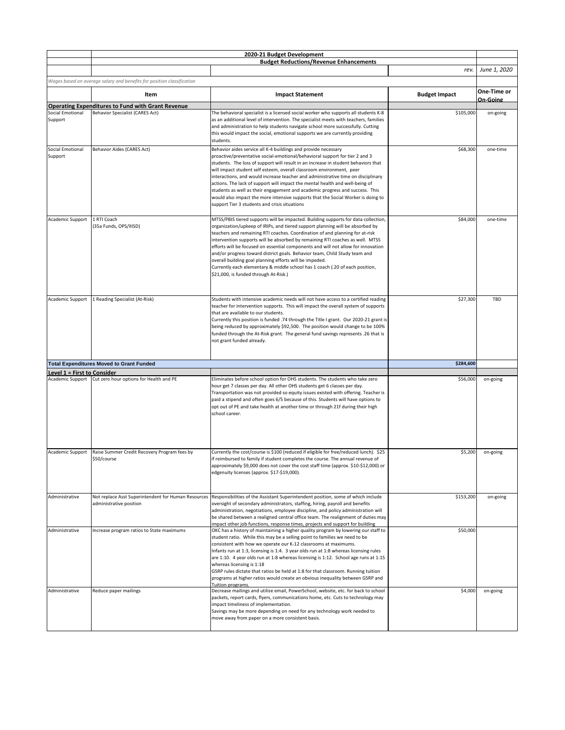**2020-21 Budget Development**

**Budget Reductions/Revenue Enhancements**

*rev. June 1, 2020*

*Wages based on average salary and benefits for position classification*

| | Item | Impact Statement | Budget Impact | One-Time or On-Going |
|---|---|---|---|---|
| **Operating Expenditures to Fund with Grant Revenue** | | | | |
| Social Emotional Support | Behavior Specialist (CARES Act) | The behavioral specialist is a licensed social worker who supports all students K-8 as an additional level of intervention. The specialist meets with teachers, families and administration to help students navigate school more successfully. Cutting this would impact the social, emotional supports we are currently providing students. | $105,000 | on-going |
| Social Emotional Support | Behavior Aides (CARES Act) | Behavior aides service all K-4 buildings and provide necessary proactive/preventative social-emotional/behavioral support for tier 2 and 3 students. The loss of support will result in an increase in student behaviors that will impact student self esteem, overall classroom environment, peer interactions, and would increase teacher and administrative time on disciplinary actions. The lack of support will impact the mental health and well-being of students as well as their engagement and academic progress and success. This would also impact the more intensive supports that the Social Worker is doing to support Tier 3 students and crisis situations | $68,300 | one-time |
| Academic Support | 1 RTI Coach (35a Funds, OPS/IIISD) | MTSS/PBIS tiered supports will be impacted. Building supports for data collection, organization/upkeep of IRIPs, and tiered support planning will be absorbed by teachers and remaining RTI coaches. Coordination of and planning for at-risk intervention supports will be absorbed by remaining RTI coaches as well. MTSS efforts will be focused on essential components and will not allow for innovation and/or progress toward district goals. Behavior team, Child Study team and overall building goal planning efforts will be impeded.<br>Currently each elementary & middle school has 1 coach (.20 of each position, $21,000, is funded through At-Risk.) | $84,000 | one-time |
| Academic Support | 1 Reading Specialist (At-Risk) | Students with intensive academic needs will not have access to a certified reading teacher for intervention supports. This will impact the overall system of supports that are available to our students.<br>Currently this position is funded .74 through the Title I grant. Our 2020-21 grant is being reduced by approximately $92,500. The position would change to be 100% funded through the At-Risk grant. The general fund savings represents .26 that is not grant funded already. | $27,300 | TBD |
| **Total Expenditures Moved to Grant Funded** | | | **$284,600** | |
| **Level 1 = First to Consider** | | | | |
| Academic Support | Cut zero hour options for Health and PE | Eliminates before school option for OHS students. The students who take zero hour get 7 classes per day. All other OHS students get 6 classes per day. Transportation was not provided so equity issues existed with offering. Teacher is paid a stipend and often goes 6/5 because of this. Students will have options to opt out of PE and take health at another time or through 21f during their high school career. | $56,000 | on-going |
| Academic Support | Raise Summer Credit Recovery Program fees by $50/course | Currently the cost/course is $100 (reduced if eligible for free/reduced lunch). $25 if reimbursed to family if student completes the course. The annual revenue of approximately $9,000 does not cover the cost staff time (approx. $10-$12,000) or edgenuity licenses (approx. $17-$19,000). | $5,200 | on-going |
| Administrative | Not replace Asst Superintendent for Human Resources administrative position | Responsibilities of the Assistant Superintendent position, some of which include oversight of secondary administrators, staffing, hiring, payroll and benefits administration, negotiations, employee discipline, and policy administration will be shared between a realigned central office team. The realignment of duties may impact other job functions, response times, projects and support for building | $153,200 | on-going |
| Administrative | Increase program ratios to State maximums | OKC has a history of maintaining a higher quality program by lowering our staff to student ratio. While this may be a selling point to families we need to be consistent with how we operate our K-12 classrooms at maximums.<br>Infants run at 1:3, licensing is 1:4. 3 year olds run at 1:8 whereas licensing rules are 1:10. 4 year olds run at 1:8 whereas licensing is 1:12. School age runs at 1:15 whereas licensing is 1:18<br>GSRP rules dictate that ratios be held at 1:8 for that classroom. Running tuition programs at higher ratios would create an obvious inequality between GSRP and Tuition programs. | $50,000 | |
| Administrative | Reduce paper mailings | Decrease mailings and utilize email, PowerSchool, website, etc. for back to school packets, report cards, flyers, communications home, etc. Cuts to technology may impact timeliness of implementation.<br>Savings may be more depending on need for any technology work needed to move away from paper on a more consistent basis. | $4,000 | on-going |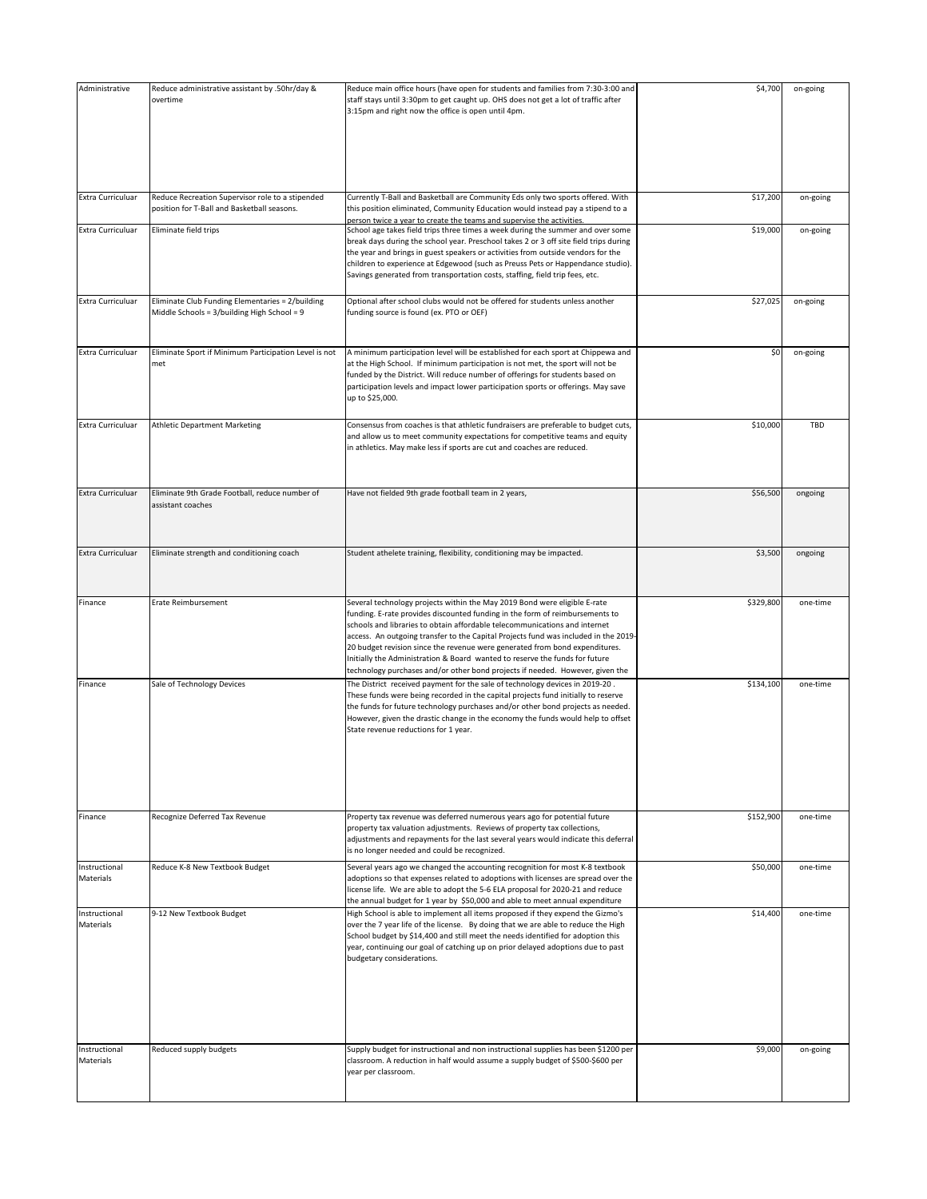| Administrative | Reduce administrative assistant by .50hr/day & overtime | Reduce main office hours (have open for students and families from 7:30-3:00 and staff stays until 3:30pm to get caught up. OHS does not get a lot of traffic after 3:15pm and right now the office is open until 4pm. | $4,700 | on-going |
|---|---|---|---|---|
| Extra Curriculuar | Reduce Recreation Supervisor role to a stipended position for T-Ball and Basketball seasons. | Currently T-Ball and Basketball are Community Eds only two sports offered. With this position eliminated, Community Education would instead pay a stipend to a person twice a year to create the teams and supervise the activities. | $17,200 | on-going |
| Extra Curriculuar | Eliminate field trips | School age takes field trips three times a week during the summer and over some break days during the school year. Preschool takes 2 or 3 off site field trips during the year and brings in guest speakers or activities from outside vendors for the children to experience at Edgewood (such as Preuss Pets or Happendance studio). Savings generated from transportation costs, staffing, field trip fees, etc. | $19,000 | on-going |
| Extra Curriculuar | Eliminate Club Funding Elementaries = 2/building Middle Schools = 3/building High School = 9 | Optional after school clubs would not be offered for students unless another funding source is found (ex. PTO or OEF) | $27,025 | on-going |
| Extra Curriculuar | Eliminate Sport if Minimum Participation Level is not met | A minimum participation level will be established for each sport at Chippewa and at the High School. If minimum participation is not met, the sport will not be funded by the District. Will reduce number of offerings for students based on participation levels and impact lower participation sports or offerings. May save up to $25,000. | $0 | on-going |
| Extra Curriculuar | Athletic Department Marketing | Consensus from coaches is that athletic fundraisers are preferable to budget cuts, and allow us to meet community expectations for competitive teams and equity in athletics. May make less if sports are cut and coaches are reduced. | $10,000 | TBD |
| Extra Curriculuar | Eliminate 9th Grade Football, reduce number of assistant coaches | Have not fielded 9th grade football team in 2 years, | $56,500 | ongoing |
| Extra Curriculuar | Eliminate strength and conditioning coach | Student athelete training, flexibility, conditioning may be impacted. | $3,500 | ongoing |
| Finance | Erate Reimbursement | Several technology projects within the May 2019 Bond were eligible E-rate funding. E-rate provides discounted funding in the form of reimbursements to schools and libraries to obtain affordable telecommunications and internet access. An outgoing transfer to the Capital Projects fund was included in the 2019-20 budget revision since the revenue were generated from bond expenditures. Initially the Administration & Board wanted to reserve the funds for future technology purchases and/or other bond projects if needed. However, given the | $329,800 | one-time |
| Finance | Sale of Technology Devices | The District received payment for the sale of technology devices in 2019-20 . These funds were being recorded in the capital projects fund initially to reserve the funds for future technology purchases and/or other bond projects as needed. However, given the drastic change in the economy the funds would help to offset State revenue reductions for 1 year. | $134,100 | one-time |
| Finance | Recognize Deferred Tax Revenue | Property tax revenue was deferred numerous years ago for potential future property tax valuation adjustments. Reviews of property tax collections, adjustments and repayments for the last several years would indicate this deferral is no longer needed and could be recognized. | $152,900 | one-time |
| Instructional Materials | Reduce K-8 New Textbook Budget | Several years ago we changed the accounting recognition for most K-8 textbook adoptions so that expenses related to adoptions with licenses are spread over the license life. We are able to adopt the 5-6 ELA proposal for 2020-21 and reduce the annual budget for 1 year by $50,000 and able to meet annual expenditure | $50,000 | one-time |
| Instructional Materials | 9-12 New Textbook Budget | High School is able to implement all items proposed if they expend the Gizmo's over the 7 year life of the license. By doing that we are able to reduce the High School budget by $14,400 and still meet the needs identified for adoption this year, continuing our goal of catching up on prior delayed adoptions due to past budgetary considerations. | $14,400 | one-time |
| Instructional Materials | Reduced supply budgets | Supply budget for instructional and non instructional supplies has been $1200 per classroom. A reduction in half would assume a supply budget of $500-$600 per year per classroom. | $9,000 | on-going |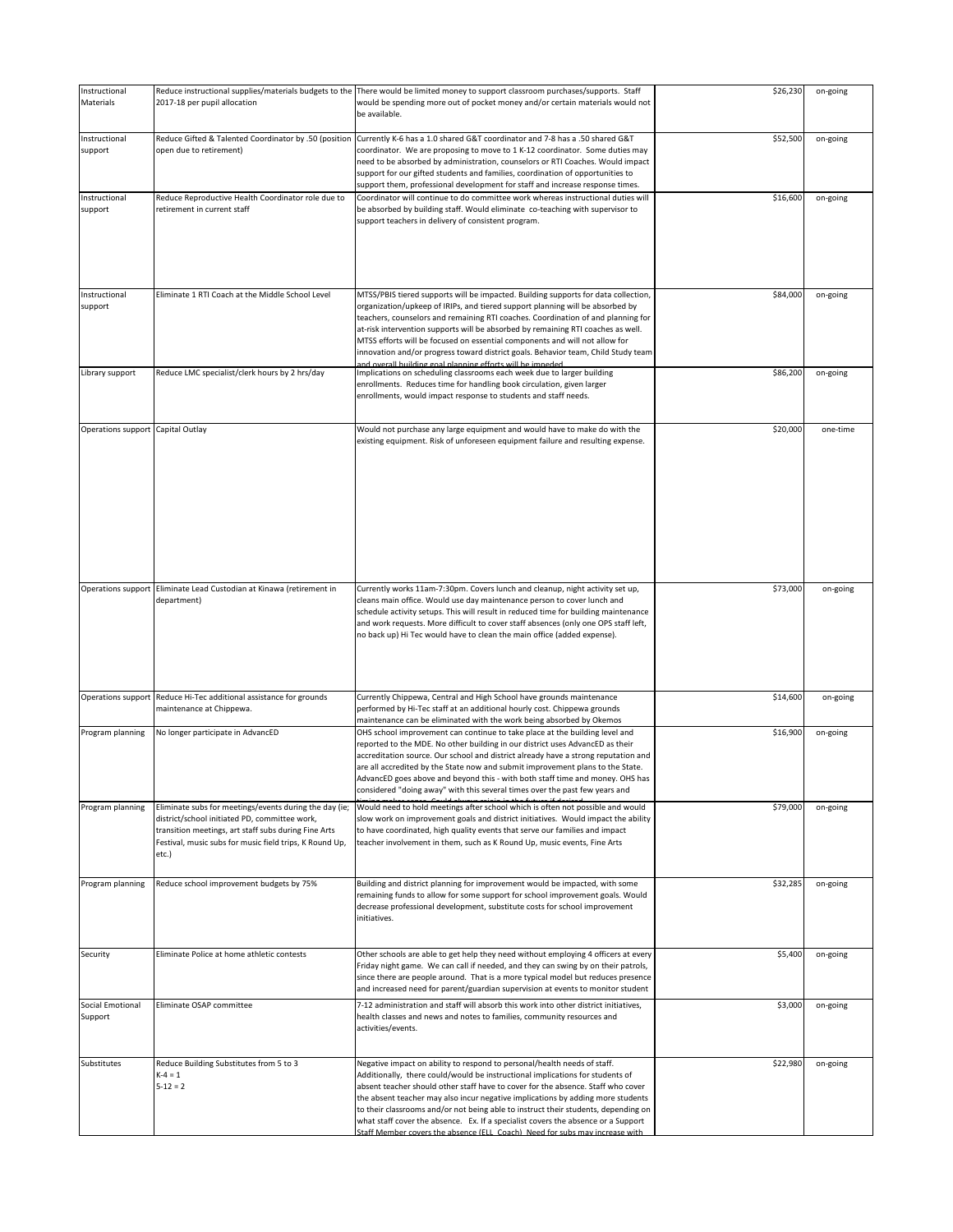| | | | | |
|---|---|---|---|---|
| Instructional Materials | Reduce instructional supplies/materials budgets to the 2017-18 per pupil allocation | There would be limited money to support classroom purchases/supports. Staff would be spending more out of pocket money and/or certain materials would not be available. | $26,230 | on-going |
| Instructional support | Reduce Gifted & Talented Coordinator by .50 (position open due to retirement) | Currently K-6 has a 1.0 shared G&T coordinator and 7-8 has a .50 shared G&T coordinator. We are proposing to move to 1 K-12 coordinator. Some duties may need to be absorbed by administration, counselors or RTI Coaches. Would impact support for our gifted students and families, coordination of opportunities to support them, professional development for staff and increase response times. | $52,500 | on-going |
| Instructional support | Reduce Reproductive Health Coordinator role due to retirement in current staff | Coordinator will continue to do committee work whereas instructional duties will be absorbed by building staff. Would eliminate co-teaching with supervisor to support teachers in delivery of consistent program. | $16,600 | on-going |
| Instructional support | Eliminate 1 RTI Coach at the Middle School Level | MTSS/PBIS tiered supports will be impacted. Building supports for data collection, organization/upkeep of IRIPs, and tiered support planning will be absorbed by teachers, counselors and remaining RTI coaches. Coordination of and planning for at-risk intervention supports will be absorbed by remaining RTI coaches as well. MTSS efforts will be focused on essential components and will not allow for innovation and/or progress toward district goals. Behavior team, Child Study team and overall building goal planning efforts will be impeded. | $84,000 | on-going |
| Library support | Reduce LMC specialist/clerk hours by 2 hrs/day | Implications on scheduling classrooms each week due to larger building enrollments. Reduces time for handling book circulation, given larger enrollments, would impact response to students and staff needs. | $86,200 | on-going |
| Operations support | Capital Outlay | Would not purchase any large equipment and would have to make do with the existing equipment. Risk of unforeseen equipment failure and resulting expense. | $20,000 | one-time |
| Operations support | Eliminate Lead Custodian at Kinawa (retirement in department) | Currently works 11am-7:30pm. Covers lunch and cleanup, night activity set up, cleans main office. Would use day maintenance person to cover lunch and schedule activity setups. This will result in reduced time for building maintenance and work requests. More difficult to cover staff absences (only one OPS staff left, no back up) Hi Tec would have to clean the main office (added expense). | $73,000 | on-going |
| Operations support | Reduce Hi-Tec additional assistance for grounds maintenance at Chippewa. | Currently Chippewa, Central and High School have grounds maintenance performed by Hi-Tec staff at an additional hourly cost. Chippewa grounds maintenance can be eliminated with the work being absorbed by Okemos | $14,600 | on-going |
| Program planning | No longer participate in AdvancED | OHS school improvement can continue to take place at the building level and reported to the MDE. No other building in our district uses AdvancED as their accreditation source. Our school and district already have a strong reputation and are all accredited by the State now and submit improvement plans to the State. AdvancED goes above and beyond this - with both staff time and money. OHS has considered "doing away" with this several times over the past few years and timing makes sense. Could always rejoin in the future if desired. | $16,900 | on-going |
| Program planning | Eliminate subs for meetings/events during the day (ie; district/school initiated PD, committee work, transition meetings, art staff subs during Fine Arts Festival, music subs for music field trips, K Round Up, etc.) | Would need to hold meetings after school which is often not possible and would slow work on improvement goals and district initiatives. Would impact the ability to have coordinated, high quality events that serve our families and impact teacher involvement in them, such as K Round Up, music events, Fine Arts | $79,000 | on-going |
| Program planning | Reduce school improvement budgets by 75% | Building and district planning for improvement would be impacted, with some remaining funds to allow for some support for school improvement goals. Would decrease professional development, substitute costs for school improvement initiatives. | $32,285 | on-going |
| Security | Eliminate Police at home athletic contests | Other schools are able to get help they need without employing 4 officers at every Friday night game. We can call if needed, and they can swing by on their patrols, since there are people around. That is a more typical model but reduces presence and increased need for parent/guardian supervision at events to monitor student | $5,400 | on-going |
| Social Emotional Support | Eliminate OSAP committee | 7-12 administration and staff will absorb this work into other district initiatives, health classes and news and notes to families, community resources and activities/events. | $3,000 | on-going |
| Substitutes | Reduce Building Substitutes from 5 to 3<br>K-4 = 1<br>5-12 = 2 | Negative impact on ability to respond to personal/health needs of staff. Additionally, there could/would be instructional implications for students of absent teacher should other staff have to cover for the absence. Staff who cover the absent teacher may also incur negative implications by adding more students to their classrooms and/or not being able to instruct their students, depending on what staff cover the absence. Ex. If a specialist covers the absence or a Support Staff Member covers the absence (ELL Coach) Need for subs may increase with | $22,980 | on-going |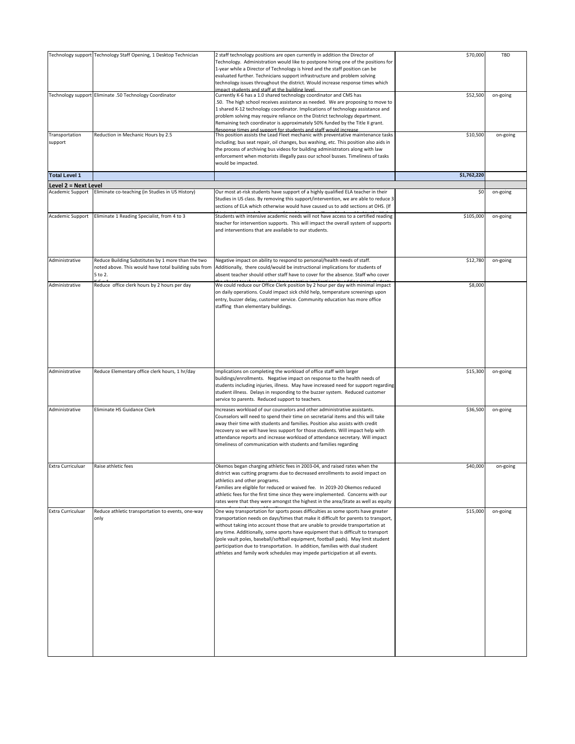| | | | | |
|---|---|---|---|---|
| Technology support | Technology Staff Opening, 1 Desktop Technician | 2 staff technology positions are open currently in addition the Director of Technology. Administration would like to postpone hiring one of the positions for 1-year while a Director of Technology is hired and the staff position can be evaluated further. Technicians support infrastructure and problem solving technology issues throughout the district. Would increase response times which impact students and staff at the building level. | $70,000 | TBD |
| Technology support | Eliminate .50 Technology Coordinator | Currently K-6 has a 1.0 shared technology coordinator and CMS has .50. The high school receives assistance as needed. We are proposing to move to 1 shared K-12 technology coordinator. Implications of technology assistance and problem solving may require reliance on the District technology department. Remaining tech coordinator is approximately 50% funded by the Title II grant. Response times and support for students and staff would increase | $52,500 | on-going |
| Transportation support | Reduction in Mechanic Hours by 2.5 | This position assists the Lead Fleet mechanic with preventative maintenance tasks including; bus seat repair, oil changes, bus washing, etc. This position also aids in the process of archiving bus videos for building administrators along with law enforcement when motorists illegally pass our school busses. Timeliness of tasks would be impacted. | $10,500 | on-going |
| **Total Level 1** | | | **$1,762,220** | |
| **Level 2 = Next Level** | | | | |
| Academic Support | Eliminate co-teaching (in Studies in US History) | Our most at-risk students have support of a highly qualified ELA teacher in their Studies in US class. By removing this support/intervention, we are able to reduce 3 sections of ELA which otherwise would have caused us to add sections at OHS. (If | $0 | on-going |
| Academic Support | Eliminate 1 Reading Specialist, from 4 to 3 | Students with intensive academic needs will not have access to a certified reading teacher for intervention supports. This will impact the overall system of supports and interventions that are available to our students. | $105,000 | on-going |
| Administrative | Reduce Building Substitutes by 1 more than the two noted above. This would have total building subs from 5 to 2. | Negative impact on ability to respond to personal/health needs of staff. Additionally, there could/would be instructional implications for students of absent teacher should other staff have to cover for the absence. Staff who cover | $12,780 | on-going |
| Administrative | Reduce office clerk hours by 2 hours per day | We could reduce our Office Clerk position by 2 hour per day with minimal impact on daily operations. Could impact sick child help, temperature screenings upon entry, buzzer delay, customer service. Community education has more office staffing than elementary buildings. | $8,000 | |
| Administrative | Reduce Elementary office clerk hours, 1 hr/day | Implications on completing the workload of office staff with larger buildings/enrollments. Negative impact on response to the health needs of students including injuries, illness. May have increased need for support regarding student illness. Delays in responding to the buzzer system. Reduced customer service to parents. Reduced support to teachers. | $15,300 | on-going |
| Administrative | Eliminate HS Guidance Clerk | Increases workload of our counselors and other administrative assistants. Counselors will need to spend their time on secretarial items and this will take away their time with students and families. Position also assists with credit recovery so we will have less support for those students. Will impact help with attendance reports and increase workload of attendance secretary. Will impact timeliness of communication with students and families regarding | $36,500 | on-going |
| Extra Curricular | Raise athletic fees | Okemos began charging athletic fees in 2003-04, and raised rates when the district was cutting programs due to decreased enrollments to avoid impact on athletics and other programs. Families are eligible for reduced or waived fee. In 2019-20 Okemos reduced athletic fees for the first time since they were implemented. Concerns with our rates were that they were amongst the highest in the area/State as well as equity | $40,000 | on-going |
| Extra Curricular | Reduce athletic transportation to events, one-way only | One way transportation for sports poses difficulties as some sports have greater transportation needs on days/times that make it difficult for parents to transport, without taking into account those that are unable to provide transportation at any time. Additionally, some sports have equipment that is difficult to transport (pole vault poles, baseball/softball equipment, football pads). May limit student participation due to transportation. In addition, families with dual student athletes and family work schedules may impede participation at all events. | $15,000 | on-going |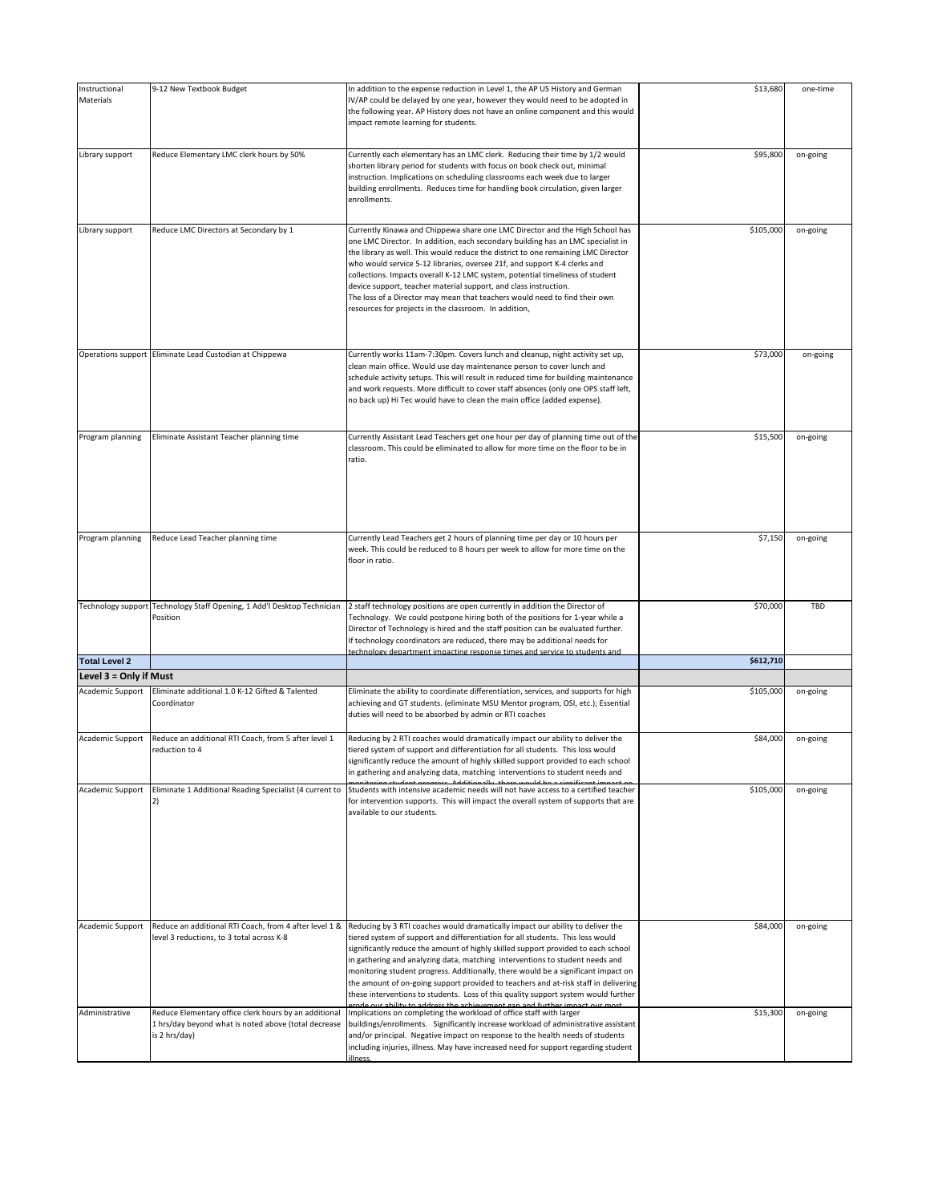| | | | | |
|---|---|---|---|---|
| Instructional Materials | 9-12 New Textbook Budget | In addition to the expense reduction in Level 1, the AP US History and German IV/AP could be delayed by one year, however they would need to be adopted in the following year. AP History does not have an online component and this would impact remote learning for students. | $13,680 | one-time |
| Library support | Reduce Elementary LMC clerk hours by 50% | Currently each elementary has an LMC clerk. Reducing their time by 1/2 would shorten library period for students with focus on book check out, minimal instruction. Implications on scheduling classrooms each week due to larger building enrollments. Reduces time for handling book circulation, given larger enrollments. | $95,800 | on-going |
| Library support | Reduce LMC Directors at Secondary by 1 | Currently Kinawa and Chippewa share one LMC Director and the High School has one LMC Director. In addition, each secondary building has an LMC specialist in the library as well. This would reduce the district to one remaining LMC Director who would service 5-12 libraries, oversee 21f, and support K-4 clerks and collections. Impacts overall K-12 LMC system, potential timeliness of student device support, teacher material support, and class instruction. The loss of a Director may mean that teachers would need to find their own resources for projects in the classroom. In addition, | $105,000 | on-going |
| Operations support | Eliminate Lead Custodian at Chippewa | Currently works 11am-7:30pm. Covers lunch and cleanup, night activity set up, clean main office. Would use day maintenance person to cover lunch and schedule activity setups. This will result in reduced time for building maintenance and work requests. More difficult to cover staff absences (only one OPS staff left, no back up) Hi Tec would have to clean the main office (added expense). | $73,000 | on-going |
| Program planning | Eliminate Assistant Teacher planning time | Currently Assistant Lead Teachers get one hour per day of planning time out of the classroom. This could be eliminated to allow for more time on the floor to be in ratio. | $15,500 | on-going |
| Program planning | Reduce Lead Teacher planning time | Currently Lead Teachers get 2 hours of planning time per day or 10 hours per week. This could be reduced to 8 hours per week to allow for more time on the floor in ratio. | $7,150 | on-going |
| Technology support | Technology Staff Opening, 1 Add'l Desktop Technician Position | 2 staff technology positions are open currently in addition the Director of Technology. We could postpone hiring both of the positions for 1-year while a Director of Technology is hired and the staff position can be evaluated further. If technology coordinators are reduced, there may be additional needs for technology department impacting response times and service to students and | $70,000 | TBD |
| **Total Level 2** | | | **$612,710** | |
| **Level 3 = Only if Must** | | | | |
| Academic Support | Eliminate additional 1.0 K-12 Gifted & Talented Coordinator | Eliminate the ability to coordinate differentiation, services, and supports for high achieving and GT students. (eliminate MSU Mentor program, OSI, etc.); Essential duties will need to be absorbed by admin or RTI coaches | $105,000 | on-going |
| Academic Support | Reduce an additional RTI Coach, from 5 after level 1 reduction to 4 | Reducing by 2 RTI coaches would dramatically impact our ability to deliver the tiered system of support and differentiation for all students. This loss would significantly reduce the amount of highly skilled support provided to each school in gathering and analyzing data, matching interventions to student needs and monitoring student progress. Additionally, there would be a significant impact on | $84,000 | on-going |
| Academic Support | Eliminate 1 Additional Reading Specialist (4 current to 2) | Students with intensive academic needs will not have access to a certified teacher for intervention supports. This will impact the overall system of supports that are available to our students. | $105,000 | on-going |
| Academic Support | Reduce an additional RTI Coach, from 4 after level 1 & level 3 reductions, to 3 total across K-8 | Reducing by 3 RTI coaches would dramatically impact our ability to deliver the tiered system of support and differentiation for all students. This loss would significantly reduce the amount of highly skilled support provided to each school in gathering and analyzing data, matching interventions to student needs and monitoring student progress. Additionally, there would be a significant impact on the amount of on-going support provided to teachers and at-risk staff in delivering these interventions to students. Loss of this quality support system would further erode our ability to address the achievement gap and further impact our most | $84,000 | on-going |
| Administrative | Reduce Elementary office clerk hours by an additional 1 hrs/day beyond what is noted above (total decrease is 2 hrs/day) | Implications on completing the workload of office staff with larger buildings/enrollments. Significantly increase workload of administrative assistant and/or principal. Negative impact on response to the health needs of students including injuries, illness. May have increased need for support regarding student illness. | $15,300 | on-going |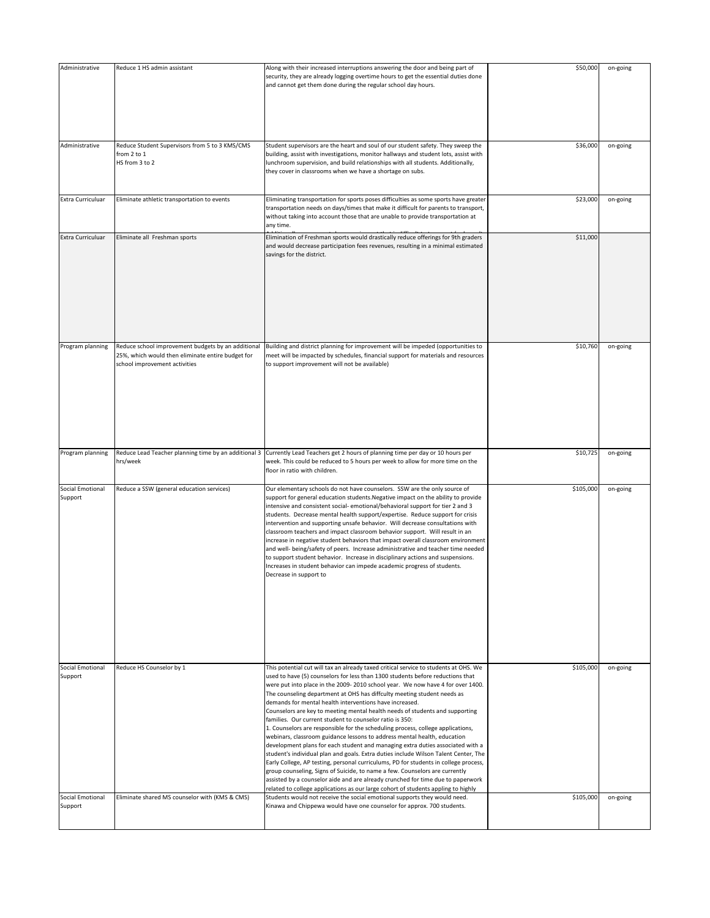| | | | | |
|---|---|---|---|---|
| Administrative | Reduce 1 HS admin assistant | Along with their increased interruptions answering the door and being part of security, they are already logging overtime hours to get the essential duties done and cannot get them done during the regular school day hours. | $50,000 | on-going |
| Administrative | Reduce Student Supervisors from 5 to 3 KMS/CMS from 2 to 1<br>HS from 3 to 2 | Student supervisors are the heart and soul of our student safety. They sweep the building, assist with investigations, monitor hallways and student lots, assist with lunchroom supervision, and build relationships with all students. Additionally, they cover in classrooms when we have a shortage on subs. | $36,000 | on-going |
| Extra Curriculuar | Eliminate athletic transportation to events | Eliminating transportation for sports poses difficulties as some sports have greater transportation needs on days/times that make it difficult for parents to transport, without taking into account those that are unable to provide transportation at any time. | $23,000 | on-going |
| Extra Curriculuar | Eliminate all Freshman sports | Elimination of Freshman sports would drastically reduce offerings for 9th graders and would decrease participation fees revenues, resulting in a minimal estimated savings for the district. | $11,000 | |
| Program planning | Reduce school improvement budgets by an additional 25%, which would then eliminate entire budget for school improvement activities | Building and district planning for improvement will be impeded (opportunities to meet will be impacted by schedules, financial support for materials and resources to support improvement will not be available) | $10,760 | on-going |
| Program planning | Reduce Lead Teacher planning time by an additional 3 hrs/week | Currently Lead Teachers get 2 hours of planning time per day or 10 hours per week. This could be reduced to 5 hours per week to allow for more time on the floor in ratio with children. | $10,725 | on-going |
| Social Emotional Support | Reduce a SSW (general education services) | Our elementary schools do not have counselors. SSW are the only source of support for general education students.Negative impact on the ability to provide intensive and consistent social- emotional/behavioral support for tier 2 and 3 students. Decrease mental health support/expertise. Reduce support for crisis intervention and supporting unsafe behavior. Will decrease consultations with classroom teachers and impact classroom behavior support. Will result in an increase in negative student behaviors that impact overall classroom environment and well- being/safety of peers. Increase administrative and teacher time needed to support student behavior. Increase in disciplinary actions and suspensions. Increases in student behavior can impede academic progress of students. Decrease in support to | $105,000 | on-going |
| Social Emotional Support | Reduce HS Counselor by 1 | This potential cut will tax an already taxed critical service to students at OHS. We used to have (5) counselors for less than 1300 students before reductions that were put into place in the 2009- 2010 school year. We now have 4 for over 1400. The counseling department at OHS has diffculty meeting student needs as demands for mental health interventions have increased.<br>Counselors are key to meeting mental health needs of students and supporting families. Our current student to counselor ratio is 350:<br>1. Counselors are responsible for the scheduling process, college applications, webinars, classroom guidance lessons to address mental health, education development plans for each student and managing extra duties associated with a student's individual plan and goals. Extra duties include Wilson Talent Center, The Early College, AP testing, personal curriculums, PD for students in college process, group counseling, Signs of Suicide, to name a few. Counselors are currently assisted by a counselor aide and are already crunched for time due to paperwork related to college applications as our large cohort of students appling to highly | $105,000 | on-going |
| Social Emotional Support | Eliminate shared MS counselor with (KMS & CMS) | Students would not receive the social emotional supports they would need. Kinawa and Chippewa would have one counselor for approx. 700 students. | $105,000 | on-going |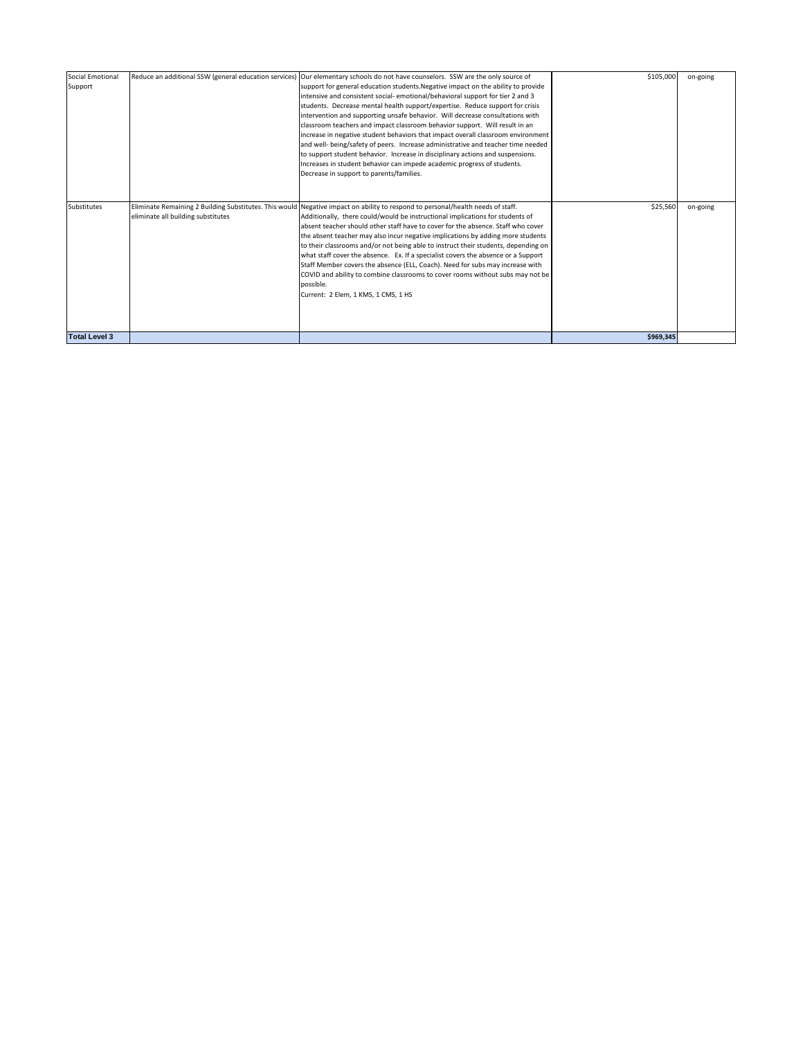| | | | | |
|---|---|---|---|---|
| Social Emotional Support | Reduce an additional SSW (general education services) | Our elementary schools do not have counselors. SSW are the only source of support for general education students.Negative impact on the ability to provide intensive and consistent social- emotional/behavioral support for tier 2 and 3 students. Decrease mental health support/expertise. Reduce support for crisis intervention and supporting unsafe behavior. Will decrease consultations with classroom teachers and impact classroom behavior support. Will result in an increase in negative student behaviors that impact overall classroom environment and well- being/safety of peers. Increase administrative and teacher time needed to support student behavior. Increase in disciplinary actions and suspensions. Increases in student behavior can impede academic progress of students. Decrease in support to parents/families. | \$105,000 | on-going |
| Substitutes | Eliminate Remaining 2 Building Substitutes. This would eliminate all building substitutes | Negative impact on ability to respond to personal/health needs of staff. Additionally, there could/would be instructional implications for students of absent teacher should other staff have to cover for the absence. Staff who cover the absent teacher may also incur negative implications by adding more students to their classrooms and/or not being able to instruct their students, depending on what staff cover the absence. Ex. If a specialist covers the absence or a Support Staff Member covers the absence (ELL, Coach). Need for subs may increase with COVID and ability to combine classrooms to cover rooms without subs may not be possible.<br>Current: 2 Elem, 1 KMS, 1 CMS, 1 HS | \$25,560 | on-going |
| **Total Level 3** | | | **\$969,345** | |